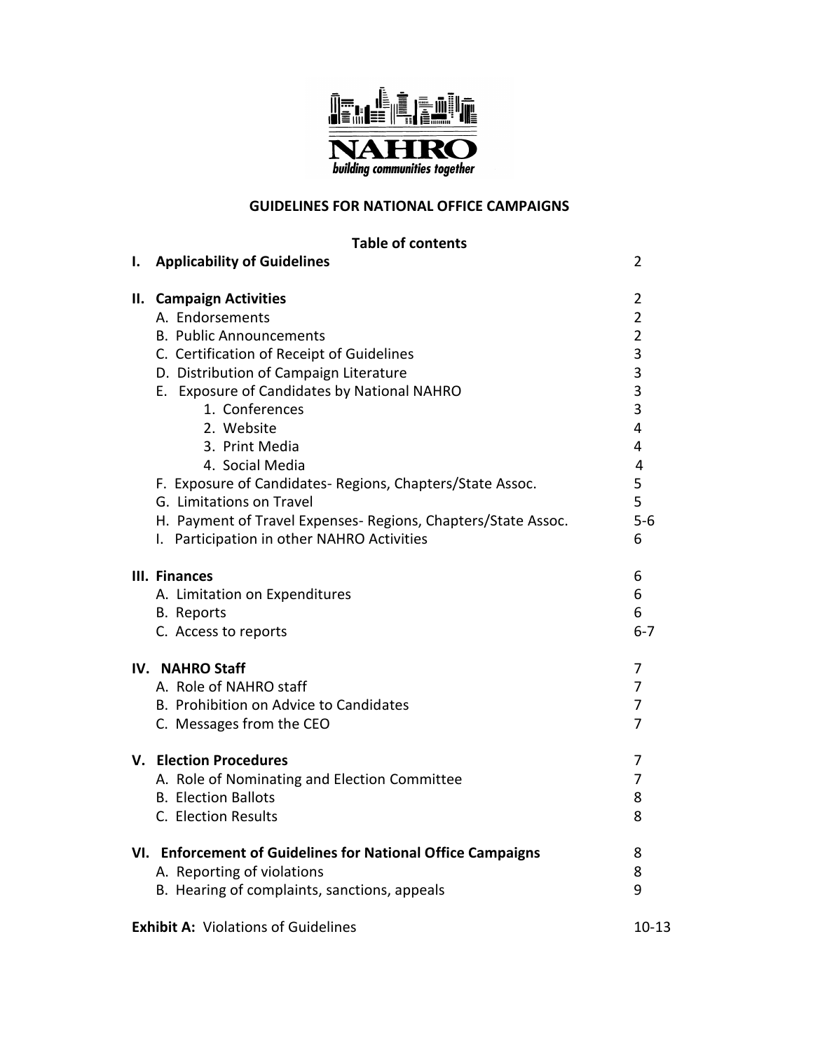NAHRO

*building communities together*

# GUIDELINES FOR NATIONAL OFFICE CAMPAIGNS

## Table of contents

| | |
|---|---|
| **I. Applicability of Guidelines** | 2 |
| | |
| **II. Campaign Activities** | 2 |
| A. Endorsements | 2 |
| B. Public Announcements | 2 |
| C. Certification of Receipt of Guidelines | 3 |
| D. Distribution of Campaign Literature | 3 |
| E. Exposure of Candidates by National NAHRO | 3 |
| 1. Conferences | 3 |
| 2. Website | 4 |
| 3. Print Media | 4 |
| 4. Social Media | 4 |
| F. Exposure of Candidates- Regions, Chapters/State Assoc. | 5 |
| G. Limitations on Travel | 5 |
| H. Payment of Travel Expenses- Regions, Chapters/State Assoc. | 5-6 |
| I. Participation in other NAHRO Activities | 6 |
| | |
| **III. Finances** | 6 |
| A. Limitation on Expenditures | 6 |
| B. Reports | 6 |
| C. Access to reports | 6-7 |
| | |
| **IV. NAHRO Staff** | 7 |
| A. Role of NAHRO staff | 7 |
| B. Prohibition on Advice to Candidates | 7 |
| C. Messages from the CEO | 7 |
| | |
| **V. Election Procedures** | 7 |
| A. Role of Nominating and Election Committee | 7 |
| B. Election Ballots | 8 |
| C. Election Results | 8 |
| | |
| **VI. Enforcement of Guidelines for National Office Campaigns** | 8 |
| A. Reporting of violations | 8 |
| B. Hearing of complaints, sanctions, appeals | 9 |
| | |
| **Exhibit A:** Violations of Guidelines | 10-13 |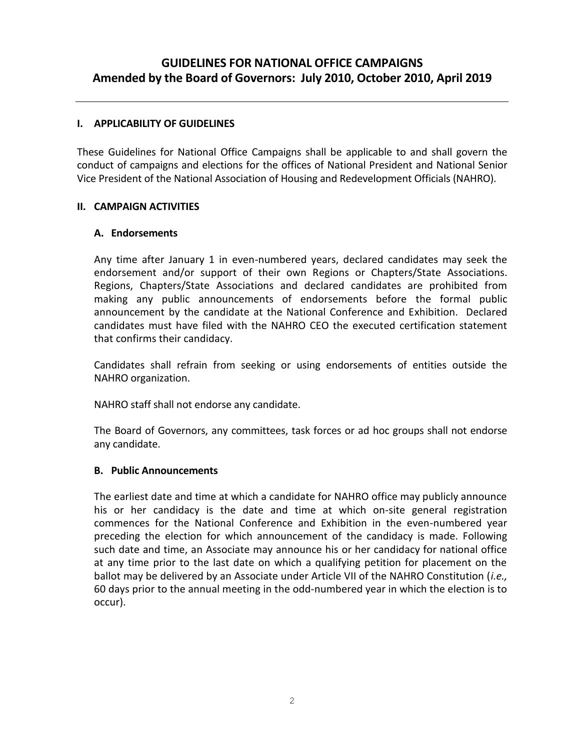# GUIDELINES FOR NATIONAL OFFICE CAMPAIGNS
## Amended by the Board of Governors: July 2010, October 2010, April 2019

---

## I. APPLICABILITY OF GUIDELINES

These Guidelines for National Office Campaigns shall be applicable to and shall govern the conduct of campaigns and elections for the offices of National President and National Senior Vice President of the National Association of Housing and Redevelopment Officials (NAHRO).

## II. CAMPAIGN ACTIVITIES

### A. Endorsements

Any time after January 1 in even-numbered years, declared candidates may seek the endorsement and/or support of their own Regions or Chapters/State Associations. Regions, Chapters/State Associations and declared candidates are prohibited from making any public announcements of endorsements before the formal public announcement by the candidate at the National Conference and Exhibition. Declared candidates must have filed with the NAHRO CEO the executed certification statement that confirms their candidacy.

Candidates shall refrain from seeking or using endorsements of entities outside the NAHRO organization.

NAHRO staff shall not endorse any candidate.

The Board of Governors, any committees, task forces or ad hoc groups shall not endorse any candidate.

### B. Public Announcements

The earliest date and time at which a candidate for NAHRO office may publicly announce his or her candidacy is the date and time at which on-site general registration commences for the National Conference and Exhibition in the even-numbered year preceding the election for which announcement of the candidacy is made. Following such date and time, an Associate may announce his or her candidacy for national office at any time prior to the last date on which a qualifying petition for placement on the ballot may be delivered by an Associate under Article VII of the NAHRO Constitution (*i.e.,* 60 days prior to the annual meeting in the odd-numbered year in which the election is to occur).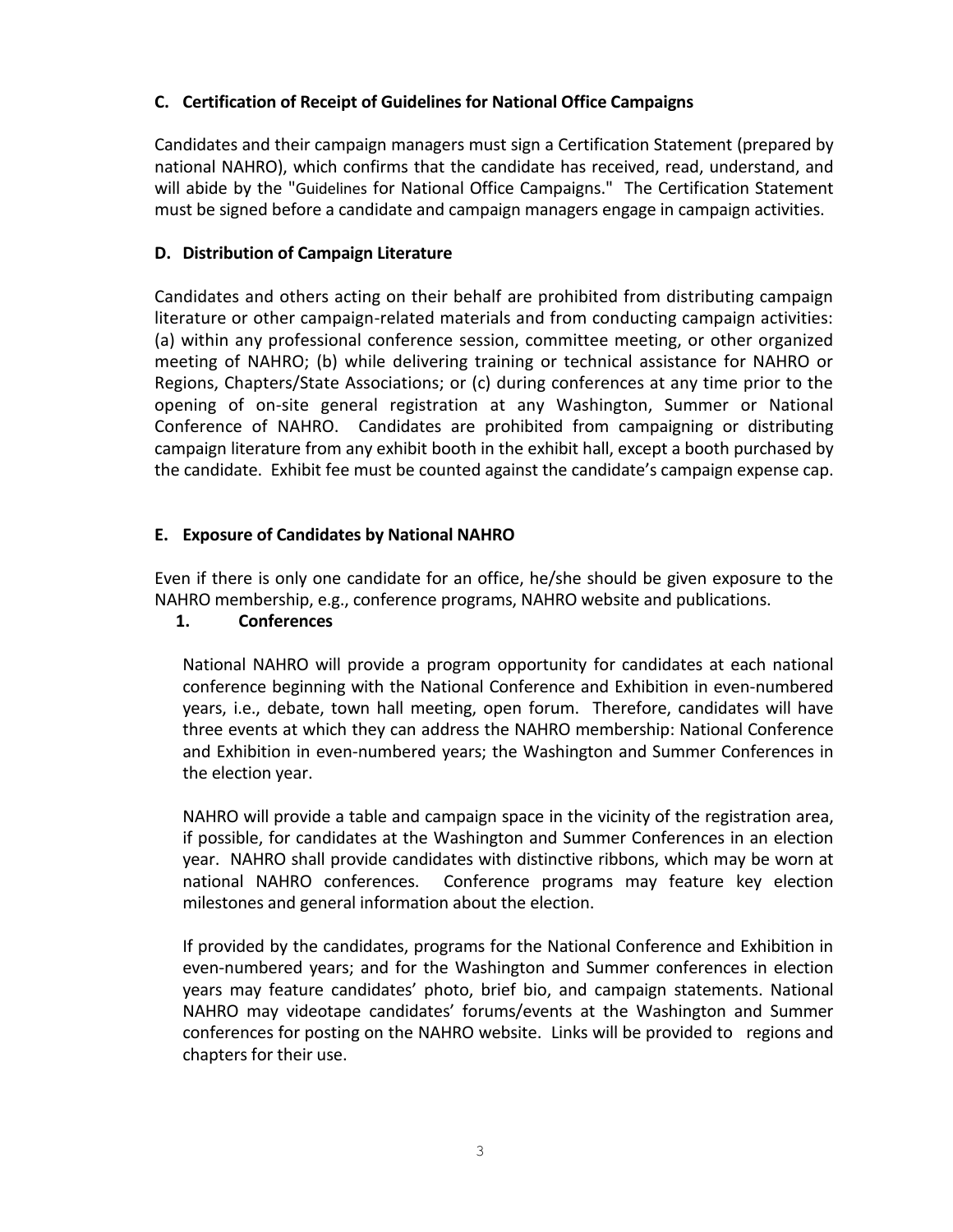### C. Certification of Receipt of Guidelines for National Office Campaigns

Candidates and their campaign managers must sign a Certification Statement (prepared by national NAHRO), which confirms that the candidate has received, read, understand, and will abide by the "Guidelines for National Office Campaigns." The Certification Statement must be signed before a candidate and campaign managers engage in campaign activities.

### D. Distribution of Campaign Literature

Candidates and others acting on their behalf are prohibited from distributing campaign literature or other campaign-related materials and from conducting campaign activities: (a) within any professional conference session, committee meeting, or other organized meeting of NAHRO; (b) while delivering training or technical assistance for NAHRO or Regions, Chapters/State Associations; or (c) during conferences at any time prior to the opening of on-site general registration at any Washington, Summer or National Conference of NAHRO. Candidates are prohibited from campaigning or distributing campaign literature from any exhibit booth in the exhibit hall, except a booth purchased by the candidate. Exhibit fee must be counted against the candidate's campaign expense cap.

### E. Exposure of Candidates by National NAHRO

Even if there is only one candidate for an office, he/she should be given exposure to the NAHRO membership, e.g., conference programs, NAHRO website and publications.

#### 1. Conferences

National NAHRO will provide a program opportunity for candidates at each national conference beginning with the National Conference and Exhibition in even-numbered years, i.e., debate, town hall meeting, open forum. Therefore, candidates will have three events at which they can address the NAHRO membership: National Conference and Exhibition in even-numbered years; the Washington and Summer Conferences in the election year.

NAHRO will provide a table and campaign space in the vicinity of the registration area, if possible, for candidates at the Washington and Summer Conferences in an election year. NAHRO shall provide candidates with distinctive ribbons, which may be worn at national NAHRO conferences. Conference programs may feature key election milestones and general information about the election.

If provided by the candidates, programs for the National Conference and Exhibition in even-numbered years; and for the Washington and Summer conferences in election years may feature candidates' photo, brief bio, and campaign statements. National NAHRO may videotape candidates' forums/events at the Washington and Summer conferences for posting on the NAHRO website. Links will be provided to regions and chapters for their use.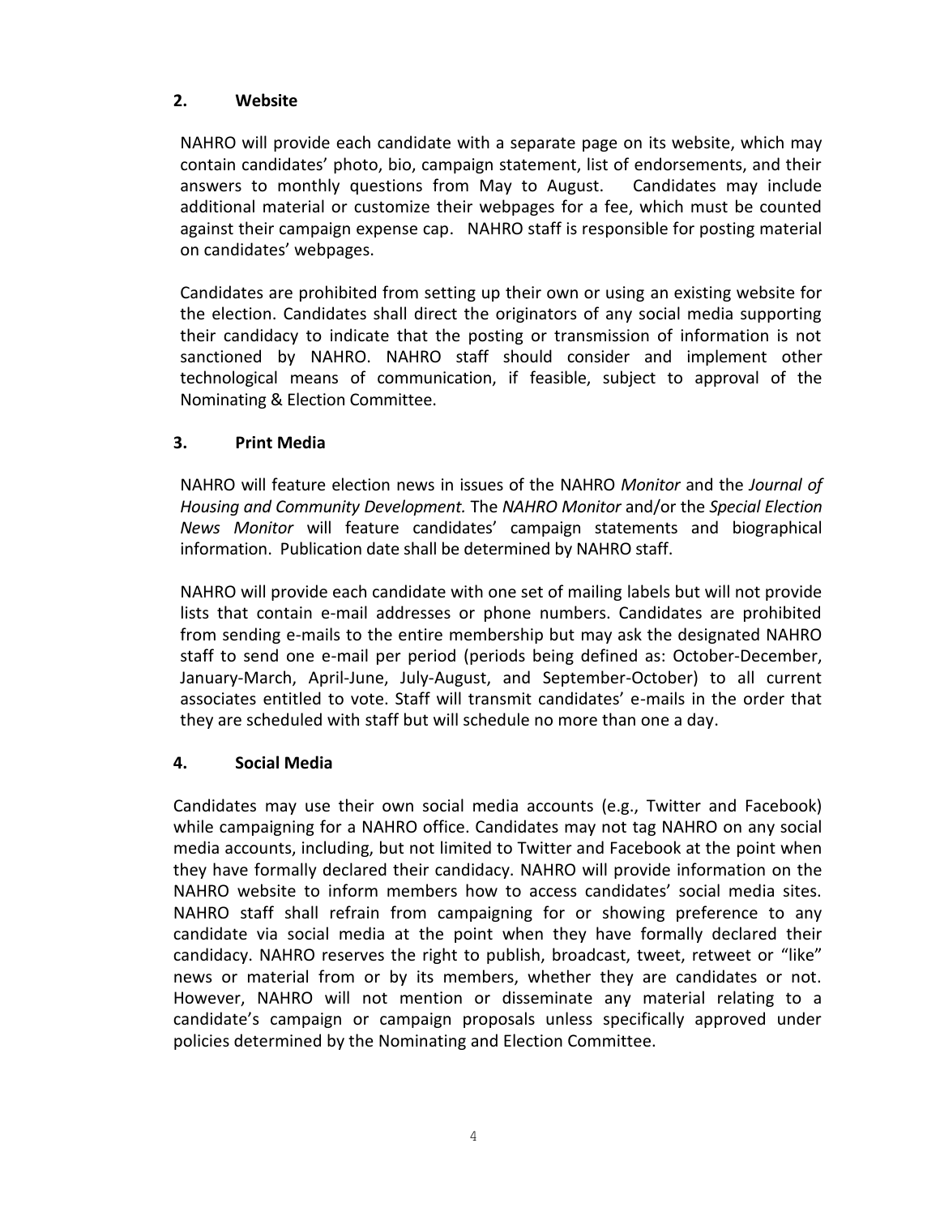### 2. Website

NAHRO will provide each candidate with a separate page on its website, which may contain candidates' photo, bio, campaign statement, list of endorsements, and their answers to monthly questions from May to August. Candidates may include additional material or customize their webpages for a fee, which must be counted against their campaign expense cap. NAHRO staff is responsible for posting material on candidates' webpages.

Candidates are prohibited from setting up their own or using an existing website for the election. Candidates shall direct the originators of any social media supporting their candidacy to indicate that the posting or transmission of information is not sanctioned by NAHRO. NAHRO staff should consider and implement other technological means of communication, if feasible, subject to approval of the Nominating & Election Committee.

### 3. Print Media

NAHRO will feature election news in issues of the NAHRO *Monitor* and the *Journal of Housing and Community Development.* The *NAHRO Monitor* and/or the *Special Election News Monitor* will feature candidates' campaign statements and biographical information. Publication date shall be determined by NAHRO staff.

NAHRO will provide each candidate with one set of mailing labels but will not provide lists that contain e-mail addresses or phone numbers. Candidates are prohibited from sending e-mails to the entire membership but may ask the designated NAHRO staff to send one e-mail per period (periods being defined as: October-December, January-March, April-June, July-August, and September-October) to all current associates entitled to vote. Staff will transmit candidates' e-mails in the order that they are scheduled with staff but will schedule no more than one a day.

### 4. Social Media

Candidates may use their own social media accounts (e.g., Twitter and Facebook) while campaigning for a NAHRO office. Candidates may not tag NAHRO on any social media accounts, including, but not limited to Twitter and Facebook at the point when they have formally declared their candidacy. NAHRO will provide information on the NAHRO website to inform members how to access candidates' social media sites. NAHRO staff shall refrain from campaigning for or showing preference to any candidate via social media at the point when they have formally declared their candidacy. NAHRO reserves the right to publish, broadcast, tweet, retweet or "like" news or material from or by its members, whether they are candidates or not. However, NAHRO will not mention or disseminate any material relating to a candidate's campaign or campaign proposals unless specifically approved under policies determined by the Nominating and Election Committee.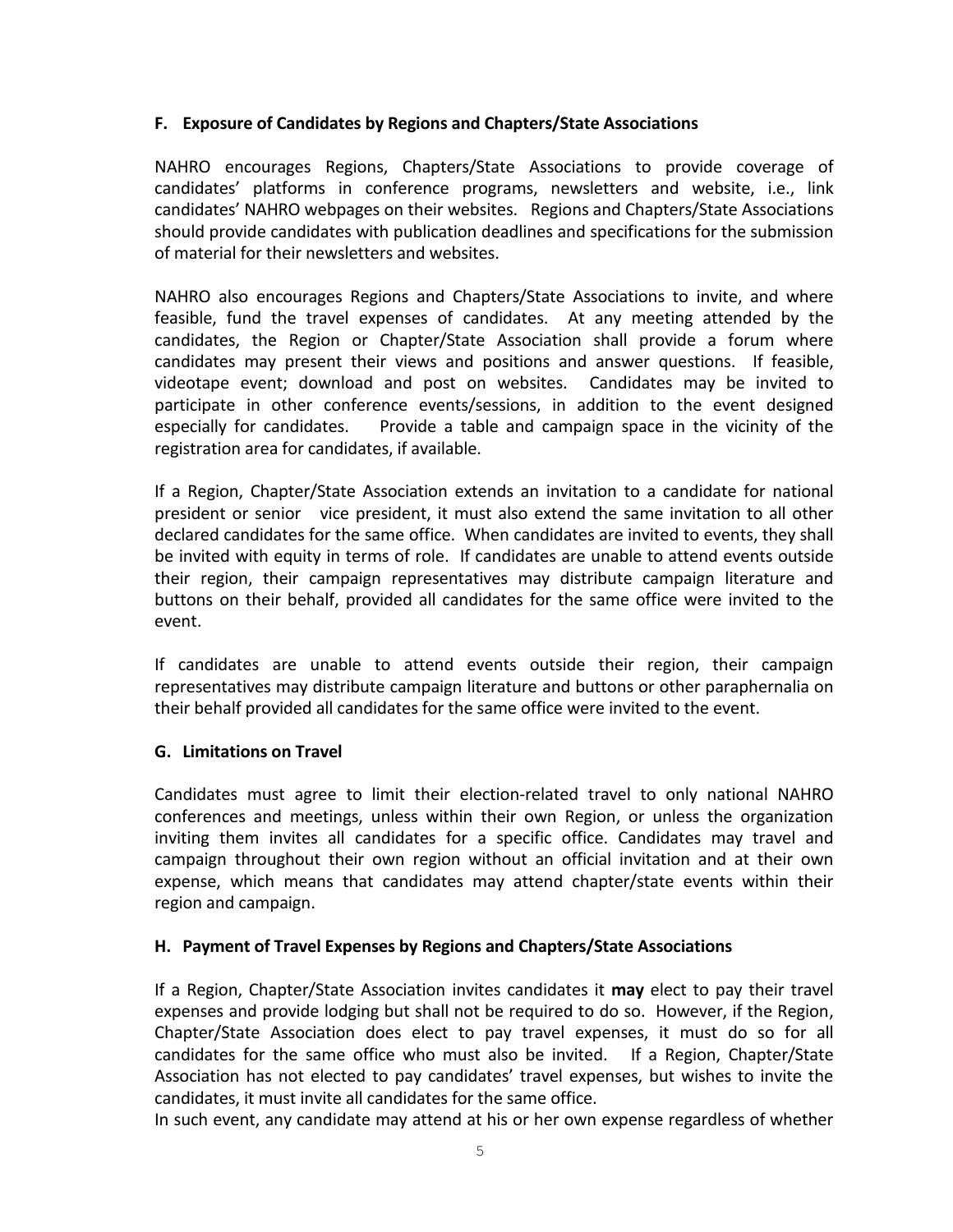### F. Exposure of Candidates by Regions and Chapters/State Associations

NAHRO encourages Regions, Chapters/State Associations to provide coverage of candidates' platforms in conference programs, newsletters and website, i.e., link candidates' NAHRO webpages on their websites. Regions and Chapters/State Associations should provide candidates with publication deadlines and specifications for the submission of material for their newsletters and websites.

NAHRO also encourages Regions and Chapters/State Associations to invite, and where feasible, fund the travel expenses of candidates. At any meeting attended by the candidates, the Region or Chapter/State Association shall provide a forum where candidates may present their views and positions and answer questions. If feasible, videotape event; download and post on websites. Candidates may be invited to participate in other conference events/sessions, in addition to the event designed especially for candidates. Provide a table and campaign space in the vicinity of the registration area for candidates, if available.

If a Region, Chapter/State Association extends an invitation to a candidate for national president or senior vice president, it must also extend the same invitation to all other declared candidates for the same office. When candidates are invited to events, they shall be invited with equity in terms of role. If candidates are unable to attend events outside their region, their campaign representatives may distribute campaign literature and buttons on their behalf, provided all candidates for the same office were invited to the event.

If candidates are unable to attend events outside their region, their campaign representatives may distribute campaign literature and buttons or other paraphernalia on their behalf provided all candidates for the same office were invited to the event.

### G. Limitations on Travel

Candidates must agree to limit their election-related travel to only national NAHRO conferences and meetings, unless within their own Region, or unless the organization inviting them invites all candidates for a specific office. Candidates may travel and campaign throughout their own region without an official invitation and at their own expense, which means that candidates may attend chapter/state events within their region and campaign.

### H. Payment of Travel Expenses by Regions and Chapters/State Associations

If a Region, Chapter/State Association invites candidates it **may** elect to pay their travel expenses and provide lodging but shall not be required to do so. However, if the Region, Chapter/State Association does elect to pay travel expenses, it must do so for all candidates for the same office who must also be invited. If a Region, Chapter/State Association has not elected to pay candidates' travel expenses, but wishes to invite the candidates, it must invite all candidates for the same office.

In such event, any candidate may attend at his or her own expense regardless of whether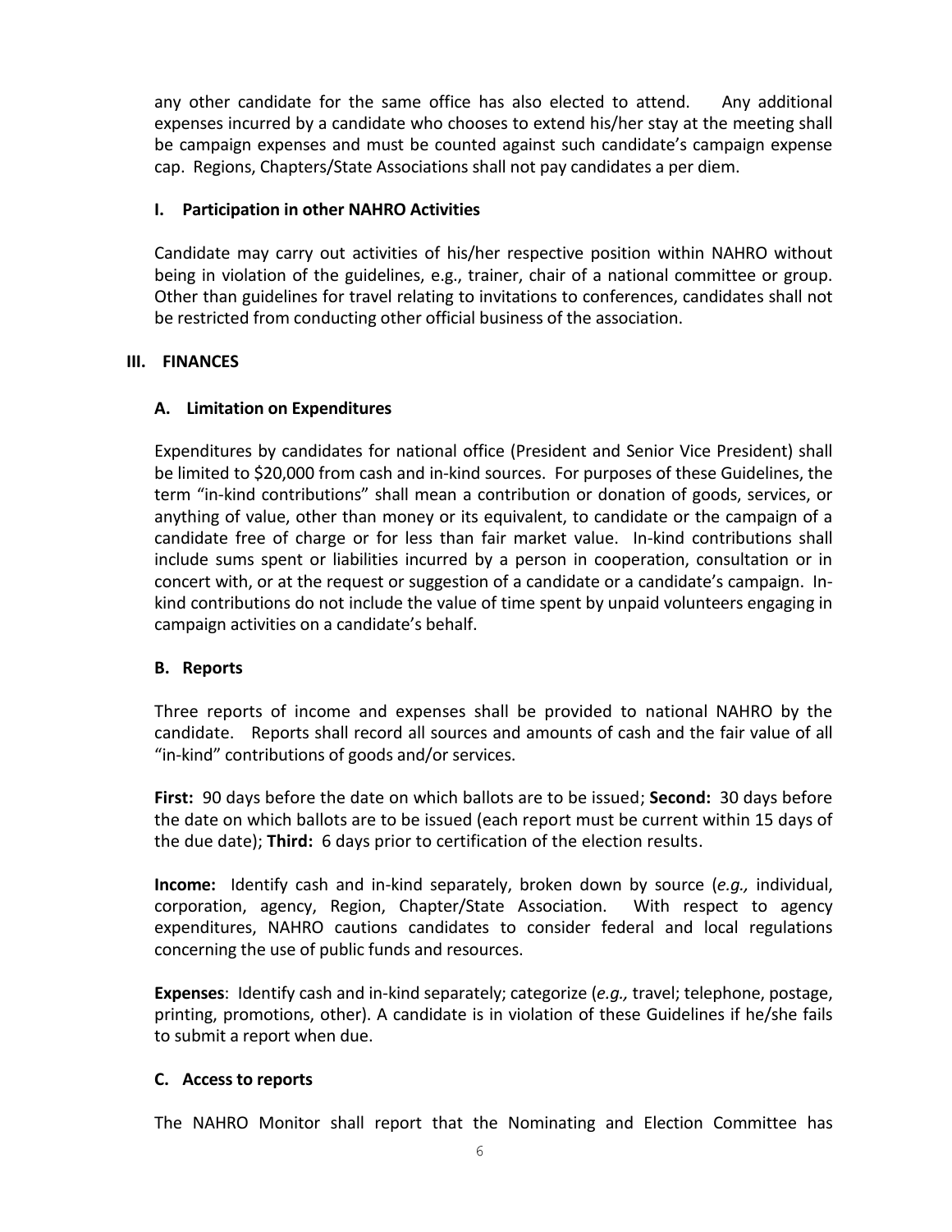any other candidate for the same office has also elected to attend. Any additional expenses incurred by a candidate who chooses to extend his/her stay at the meeting shall be campaign expenses and must be counted against such candidate's campaign expense cap. Regions, Chapters/State Associations shall not pay candidates a per diem.

### I. Participation in other NAHRO Activities

Candidate may carry out activities of his/her respective position within NAHRO without being in violation of the guidelines, e.g., trainer, chair of a national committee or group. Other than guidelines for travel relating to invitations to conferences, candidates shall not be restricted from conducting other official business of the association.

## III. FINANCES

### A. Limitation on Expenditures

Expenditures by candidates for national office (President and Senior Vice President) shall be limited to $20,000 from cash and in-kind sources. For purposes of these Guidelines, the term "in-kind contributions" shall mean a contribution or donation of goods, services, or anything of value, other than money or its equivalent, to candidate or the campaign of a candidate free of charge or for less than fair market value. In-kind contributions shall include sums spent or liabilities incurred by a person in cooperation, consultation or in concert with, or at the request or suggestion of a candidate or a candidate's campaign. In-kind contributions do not include the value of time spent by unpaid volunteers engaging in campaign activities on a candidate's behalf.

### B. Reports

Three reports of income and expenses shall be provided to national NAHRO by the candidate. Reports shall record all sources and amounts of cash and the fair value of all "in-kind" contributions of goods and/or services.

**First:** 90 days before the date on which ballots are to be issued; **Second:** 30 days before the date on which ballots are to be issued (each report must be current within 15 days of the due date); **Third:** 6 days prior to certification of the election results.

**Income:** Identify cash and in-kind separately, broken down by source (*e.g.,* individual, corporation, agency, Region, Chapter/State Association. With respect to agency expenditures, NAHRO cautions candidates to consider federal and local regulations concerning the use of public funds and resources.

**Expenses**: Identify cash and in-kind separately; categorize (*e.g.,* travel; telephone, postage, printing, promotions, other). A candidate is in violation of these Guidelines if he/she fails to submit a report when due.

### C. Access to reports

The NAHRO Monitor shall report that the Nominating and Election Committee has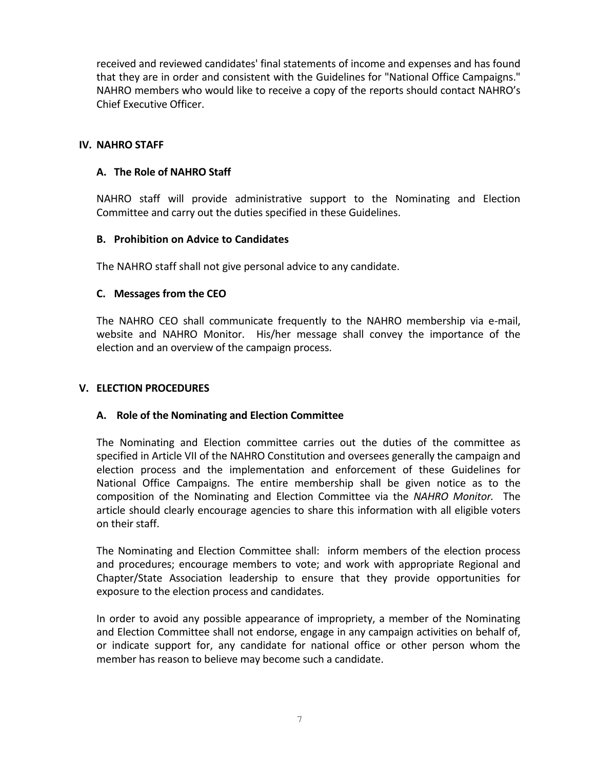received and reviewed candidates' final statements of income and expenses and has found that they are in order and consistent with the Guidelines for "National Office Campaigns." NAHRO members who would like to receive a copy of the reports should contact NAHRO's Chief Executive Officer.

## IV. NAHRO STAFF

### A. The Role of NAHRO Staff

NAHRO staff will provide administrative support to the Nominating and Election Committee and carry out the duties specified in these Guidelines.

### B. Prohibition on Advice to Candidates

The NAHRO staff shall not give personal advice to any candidate.

### C. Messages from the CEO

The NAHRO CEO shall communicate frequently to the NAHRO membership via e-mail, website and NAHRO Monitor. His/her message shall convey the importance of the election and an overview of the campaign process.

## V. ELECTION PROCEDURES

### A. Role of the Nominating and Election Committee

The Nominating and Election committee carries out the duties of the committee as specified in Article VII of the NAHRO Constitution and oversees generally the campaign and election process and the implementation and enforcement of these Guidelines for National Office Campaigns. The entire membership shall be given notice as to the composition of the Nominating and Election Committee via the *NAHRO Monitor.* The article should clearly encourage agencies to share this information with all eligible voters on their staff.

The Nominating and Election Committee shall: inform members of the election process and procedures; encourage members to vote; and work with appropriate Regional and Chapter/State Association leadership to ensure that they provide opportunities for exposure to the election process and candidates.

In order to avoid any possible appearance of impropriety, a member of the Nominating and Election Committee shall not endorse, engage in any campaign activities on behalf of, or indicate support for, any candidate for national office or other person whom the member has reason to believe may become such a candidate.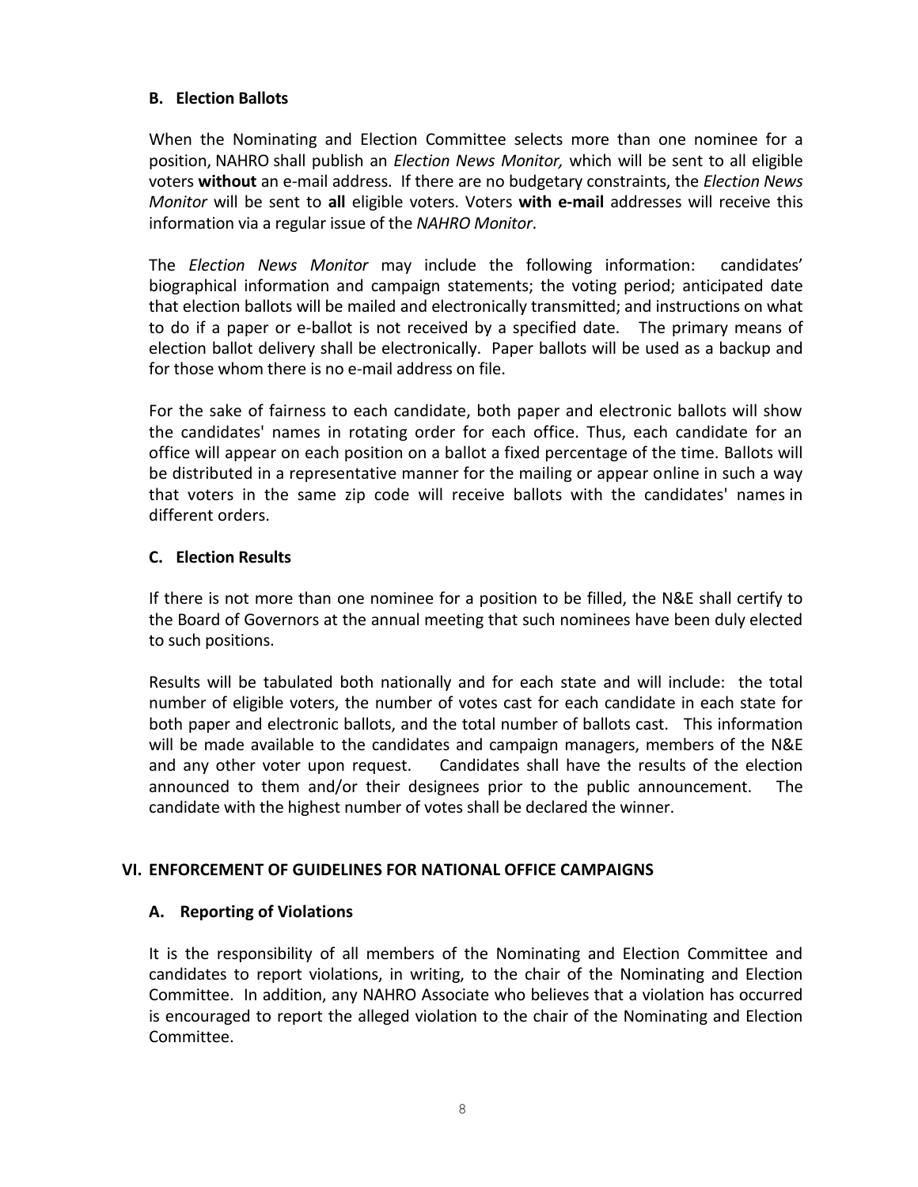### B. Election Ballots

When the Nominating and Election Committee selects more than one nominee for a position, NAHRO shall publish an *Election News Monitor,* which will be sent to all eligible voters **without** an e-mail address. If there are no budgetary constraints, the *Election News Monitor* will be sent to **all** eligible voters. Voters **with e-mail** addresses will receive this information via a regular issue of the *NAHRO Monitor*.

The *Election News Monitor* may include the following information: candidates' biographical information and campaign statements; the voting period; anticipated date that election ballots will be mailed and electronically transmitted; and instructions on what to do if a paper or e-ballot is not received by a specified date. The primary means of election ballot delivery shall be electronically. Paper ballots will be used as a backup and for those whom there is no e-mail address on file.

For the sake of fairness to each candidate, both paper and electronic ballots will show the candidates' names in rotating order for each office. Thus, each candidate for an office will appear on each position on a ballot a fixed percentage of the time. Ballots will be distributed in a representative manner for the mailing or appear online in such a way that voters in the same zip code will receive ballots with the candidates' names in different orders.

### C. Election Results

If there is not more than one nominee for a position to be filled, the N&E shall certify to the Board of Governors at the annual meeting that such nominees have been duly elected to such positions.

Results will be tabulated both nationally and for each state and will include: the total number of eligible voters, the number of votes cast for each candidate in each state for both paper and electronic ballots, and the total number of ballots cast. This information will be made available to the candidates and campaign managers, members of the N&E and any other voter upon request. Candidates shall have the results of the election announced to them and/or their designees prior to the public announcement. The candidate with the highest number of votes shall be declared the winner.

## VI. ENFORCEMENT OF GUIDELINES FOR NATIONAL OFFICE CAMPAIGNS

### A. Reporting of Violations

It is the responsibility of all members of the Nominating and Election Committee and candidates to report violations, in writing, to the chair of the Nominating and Election Committee. In addition, any NAHRO Associate who believes that a violation has occurred is encouraged to report the alleged violation to the chair of the Nominating and Election Committee.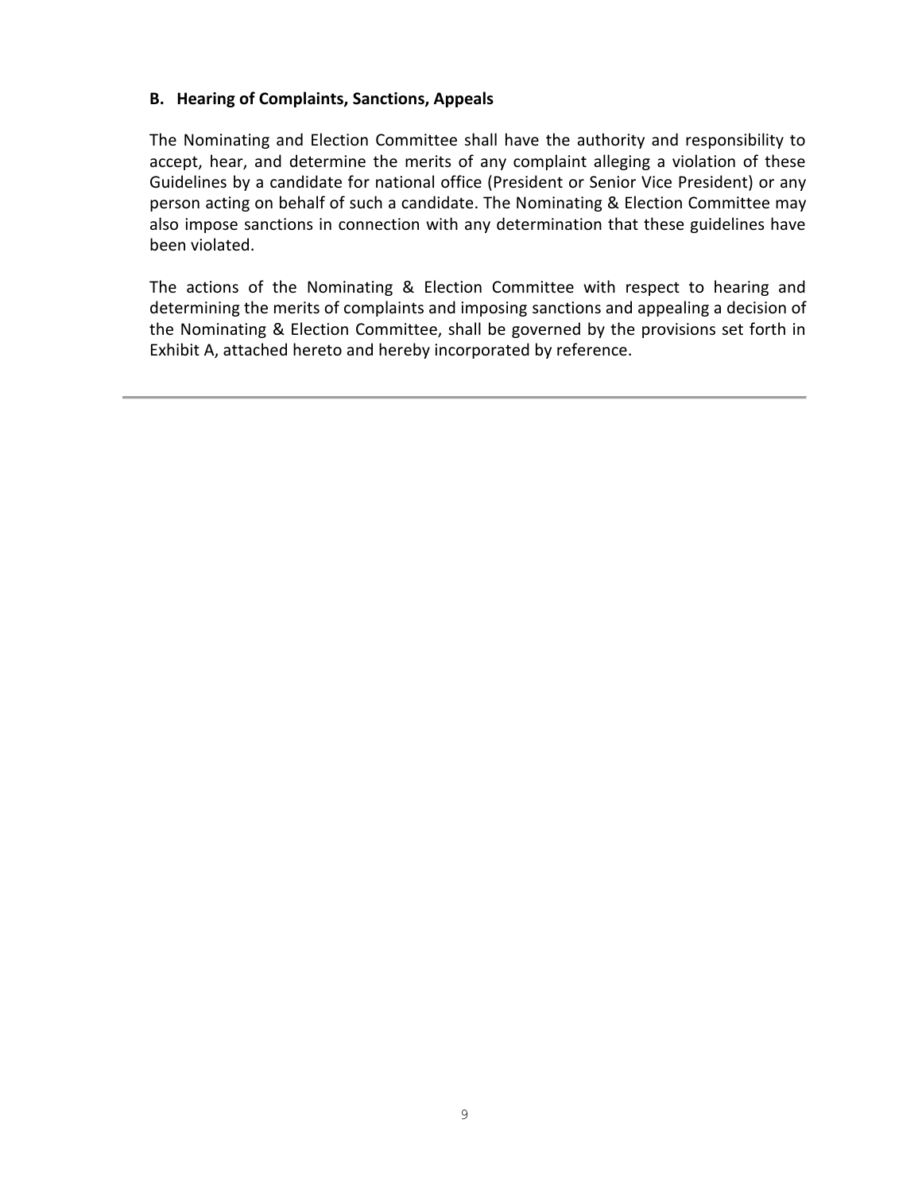### B. Hearing of Complaints, Sanctions, Appeals

The Nominating and Election Committee shall have the authority and responsibility to accept, hear, and determine the merits of any complaint alleging a violation of these Guidelines by a candidate for national office (President or Senior Vice President) or any person acting on behalf of such a candidate. The Nominating & Election Committee may also impose sanctions in connection with any determination that these guidelines have been violated.

The actions of the Nominating & Election Committee with respect to hearing and determining the merits of complaints and imposing sanctions and appealing a decision of the Nominating & Election Committee, shall be governed by the provisions set forth in Exhibit A, attached hereto and hereby incorporated by reference.

---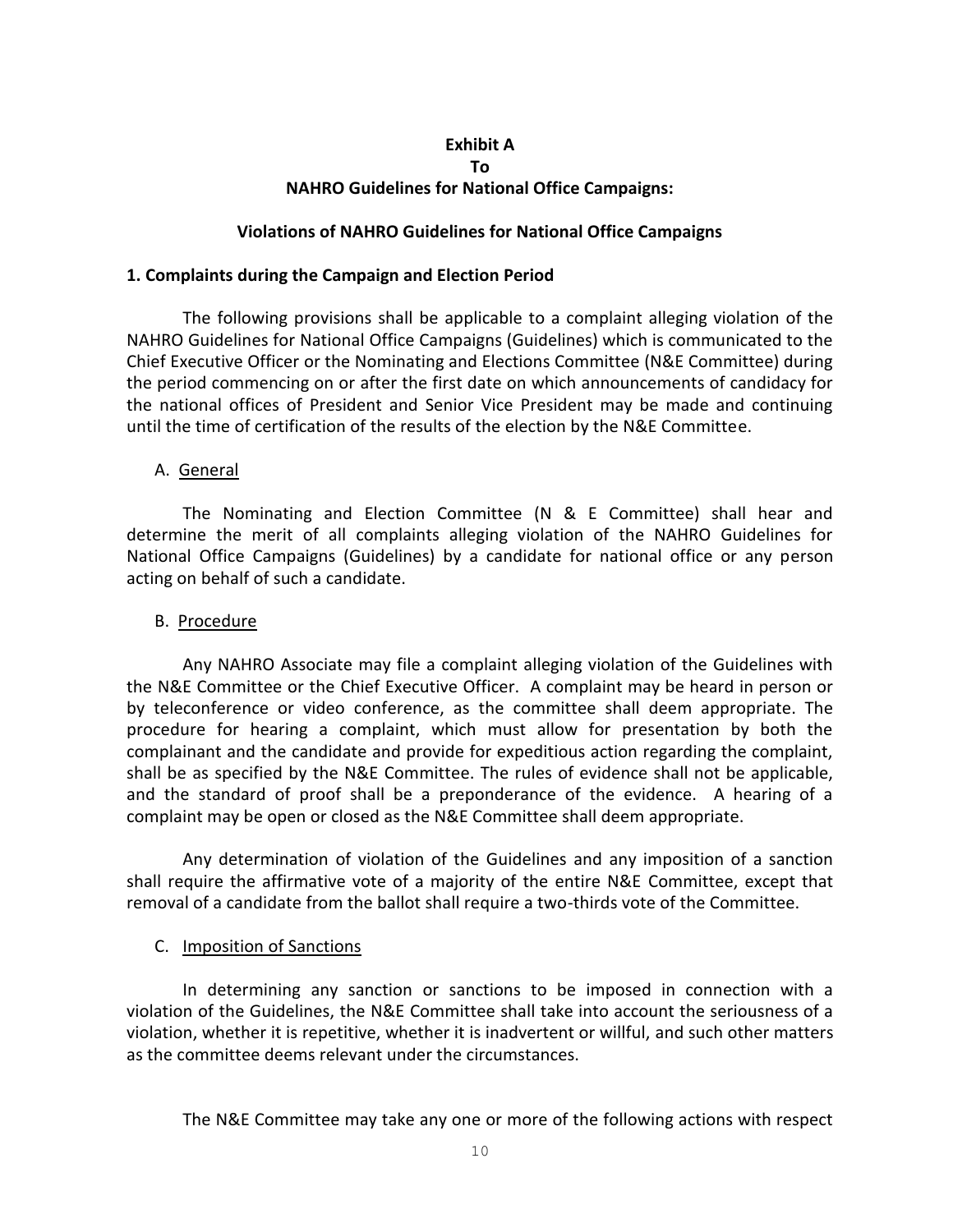**Exhibit A**
**To**
**NAHRO Guidelines for National Office Campaigns:**

**Violations of NAHRO Guidelines for National Office Campaigns**

**1. Complaints during the Campaign and Election Period**

The following provisions shall be applicable to a complaint alleging violation of the NAHRO Guidelines for National Office Campaigns (Guidelines) which is communicated to the Chief Executive Officer or the Nominating and Elections Committee (N&E Committee) during the period commencing on or after the first date on which announcements of candidacy for the national offices of President and Senior Vice President may be made and continuing until the time of certification of the results of the election by the N&E Committee.

A. General

The Nominating and Election Committee (N & E Committee) shall hear and determine the merit of all complaints alleging violation of the NAHRO Guidelines for National Office Campaigns (Guidelines) by a candidate for national office or any person acting on behalf of such a candidate.

B. Procedure

Any NAHRO Associate may file a complaint alleging violation of the Guidelines with the N&E Committee or the Chief Executive Officer. A complaint may be heard in person or by teleconference or video conference, as the committee shall deem appropriate. The procedure for hearing a complaint, which must allow for presentation by both the complainant and the candidate and provide for expeditious action regarding the complaint, shall be as specified by the N&E Committee. The rules of evidence shall not be applicable, and the standard of proof shall be a preponderance of the evidence. A hearing of a complaint may be open or closed as the N&E Committee shall deem appropriate.

Any determination of violation of the Guidelines and any imposition of a sanction shall require the affirmative vote of a majority of the entire N&E Committee, except that removal of a candidate from the ballot shall require a two-thirds vote of the Committee.

C. Imposition of Sanctions

In determining any sanction or sanctions to be imposed in connection with a violation of the Guidelines, the N&E Committee shall take into account the seriousness of a violation, whether it is repetitive, whether it is inadvertent or willful, and such other matters as the committee deems relevant under the circumstances.

The N&E Committee may take any one or more of the following actions with respect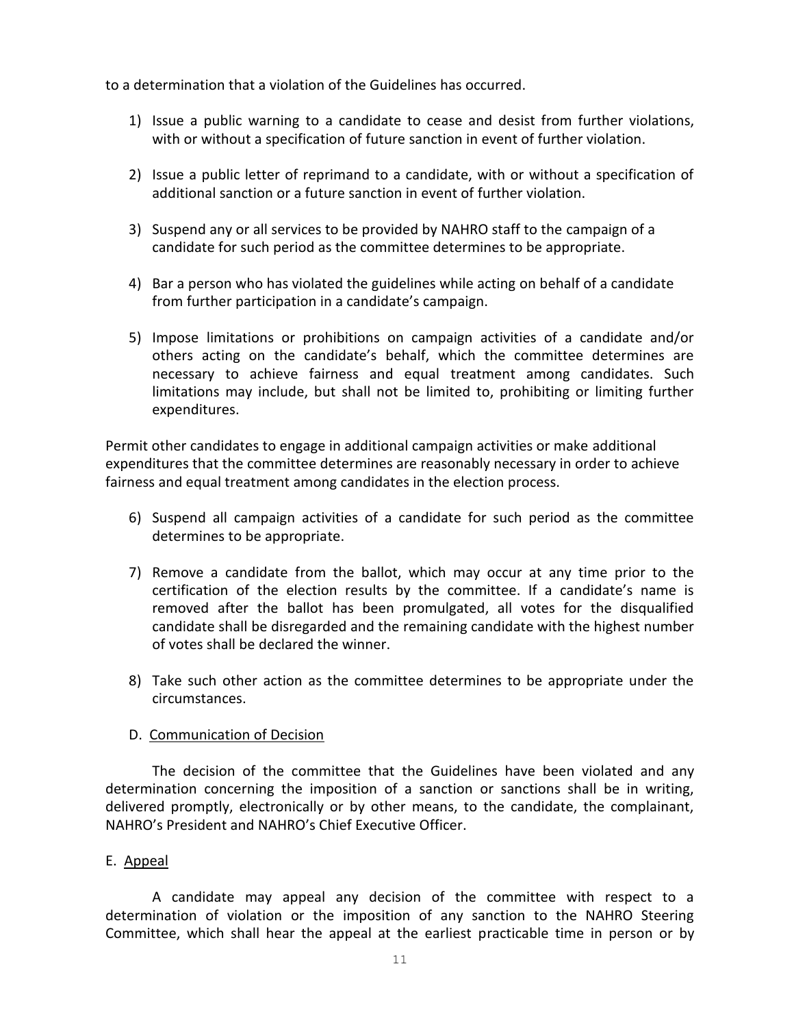to a determination that a violation of the Guidelines has occurred.

1) Issue a public warning to a candidate to cease and desist from further violations, with or without a specification of future sanction in event of further violation.

2) Issue a public letter of reprimand to a candidate, with or without a specification of additional sanction or a future sanction in event of further violation.

3) Suspend any or all services to be provided by NAHRO staff to the campaign of a candidate for such period as the committee determines to be appropriate.

4) Bar a person who has violated the guidelines while acting on behalf of a candidate from further participation in a candidate's campaign.

5) Impose limitations or prohibitions on campaign activities of a candidate and/or others acting on the candidate's behalf, which the committee determines are necessary to achieve fairness and equal treatment among candidates. Such limitations may include, but shall not be limited to, prohibiting or limiting further expenditures.

Permit other candidates to engage in additional campaign activities or make additional expenditures that the committee determines are reasonably necessary in order to achieve fairness and equal treatment among candidates in the election process.

6) Suspend all campaign activities of a candidate for such period as the committee determines to be appropriate.

7) Remove a candidate from the ballot, which may occur at any time prior to the certification of the election results by the committee. If a candidate's name is removed after the ballot has been promulgated, all votes for the disqualified candidate shall be disregarded and the remaining candidate with the highest number of votes shall be declared the winner.

8) Take such other action as the committee determines to be appropriate under the circumstances.

D. Communication of Decision

The decision of the committee that the Guidelines have been violated and any determination concerning the imposition of a sanction or sanctions shall be in writing, delivered promptly, electronically or by other means, to the candidate, the complainant, NAHRO's President and NAHRO's Chief Executive Officer.

E. Appeal

A candidate may appeal any decision of the committee with respect to a determination of violation or the imposition of any sanction to the NAHRO Steering Committee, which shall hear the appeal at the earliest practicable time in person or by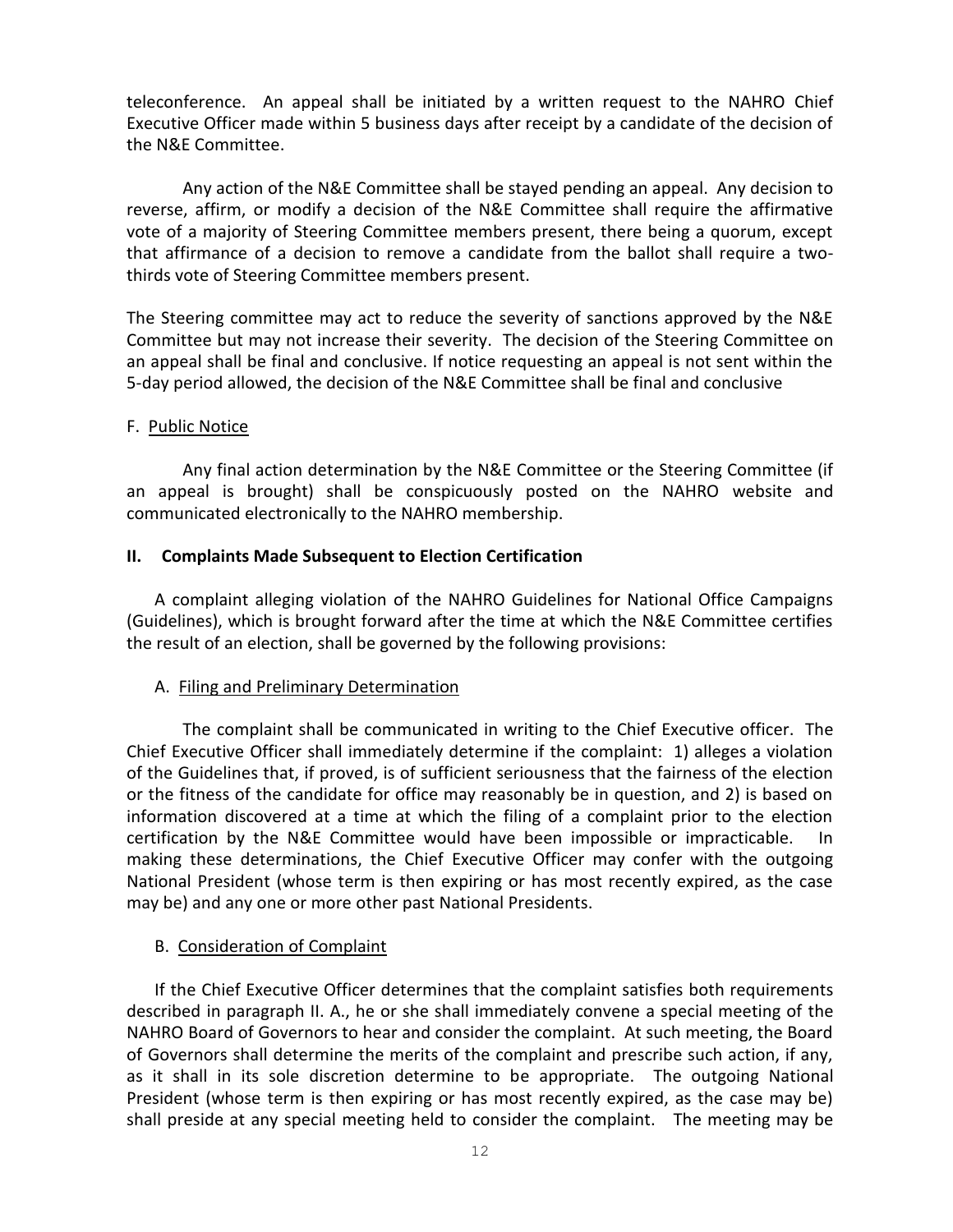teleconference. An appeal shall be initiated by a written request to the NAHRO Chief Executive Officer made within 5 business days after receipt by a candidate of the decision of the N&E Committee.

Any action of the N&E Committee shall be stayed pending an appeal. Any decision to reverse, affirm, or modify a decision of the N&E Committee shall require the affirmative vote of a majority of Steering Committee members present, there being a quorum, except that affirmance of a decision to remove a candidate from the ballot shall require a two-thirds vote of Steering Committee members present.

The Steering committee may act to reduce the severity of sanctions approved by the N&E Committee but may not increase their severity. The decision of the Steering Committee on an appeal shall be final and conclusive. If notice requesting an appeal is not sent within the 5-day period allowed, the decision of the N&E Committee shall be final and conclusive

F. Public Notice

Any final action determination by the N&E Committee or the Steering Committee (if an appeal is brought) shall be conspicuously posted on the NAHRO website and communicated electronically to the NAHRO membership.

## II. Complaints Made Subsequent to Election Certification

A complaint alleging violation of the NAHRO Guidelines for National Office Campaigns (Guidelines), which is brought forward after the time at which the N&E Committee certifies the result of an election, shall be governed by the following provisions:

A. Filing and Preliminary Determination

The complaint shall be communicated in writing to the Chief Executive officer. The Chief Executive Officer shall immediately determine if the complaint: 1) alleges a violation of the Guidelines that, if proved, is of sufficient seriousness that the fairness of the election or the fitness of the candidate for office may reasonably be in question, and 2) is based on information discovered at a time at which the filing of a complaint prior to the election certification by the N&E Committee would have been impossible or impracticable. In making these determinations, the Chief Executive Officer may confer with the outgoing National President (whose term is then expiring or has most recently expired, as the case may be) and any one or more other past National Presidents.

B. Consideration of Complaint

If the Chief Executive Officer determines that the complaint satisfies both requirements described in paragraph II. A., he or she shall immediately convene a special meeting of the NAHRO Board of Governors to hear and consider the complaint. At such meeting, the Board of Governors shall determine the merits of the complaint and prescribe such action, if any, as it shall in its sole discretion determine to be appropriate. The outgoing National President (whose term is then expiring or has most recently expired, as the case may be) shall preside at any special meeting held to consider the complaint. The meeting may be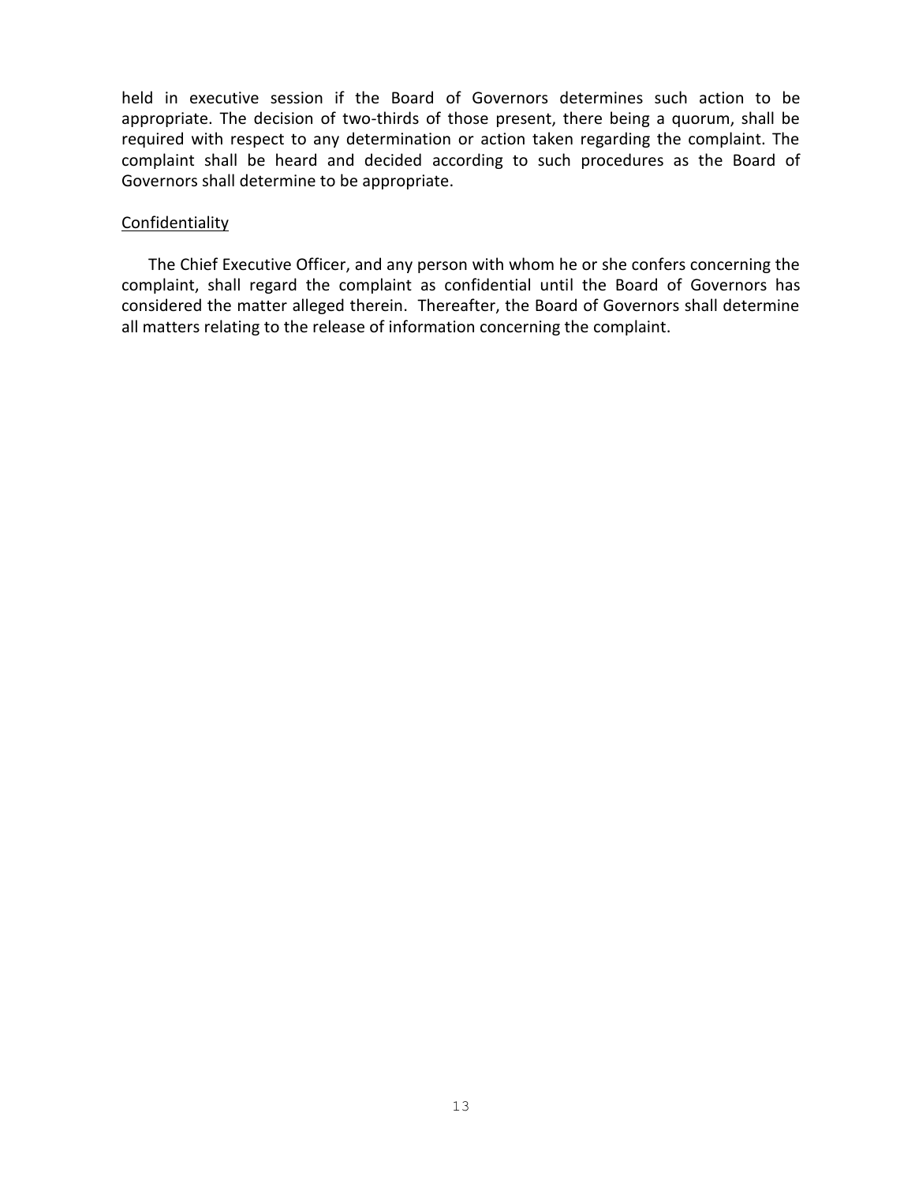held in executive session if the Board of Governors determines such action to be appropriate. The decision of two-thirds of those present, there being a quorum, shall be required with respect to any determination or action taken regarding the complaint. The complaint shall be heard and decided according to such procedures as the Board of Governors shall determine to be appropriate.

<u>Confidentiality</u>

The Chief Executive Officer, and any person with whom he or she confers concerning the complaint, shall regard the complaint as confidential until the Board of Governors has considered the matter alleged therein. Thereafter, the Board of Governors shall determine all matters relating to the release of information concerning the complaint.